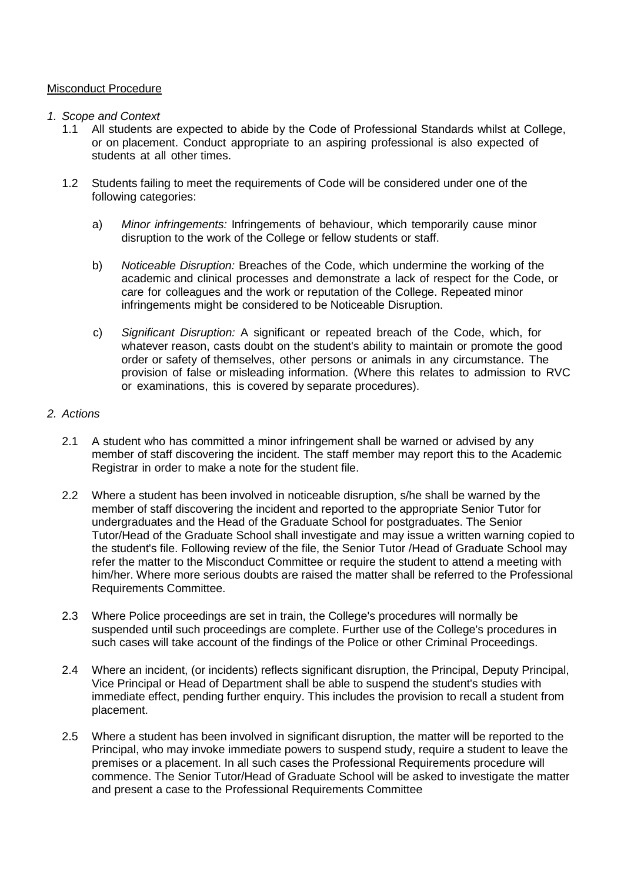<u>Misconduct Procedure</u>

*1. Scope and Context*

1.1 All students are expected to abide by the Code of Professional Standards whilst at College, or on placement. Conduct appropriate to an aspiring professional is also expected of students at all other times.

1.2 Students failing to meet the requirements of Code will be considered under one of the following categories:

a) *Minor infringements:* Infringements of behaviour, which temporarily cause minor disruption to the work of the College or fellow students or staff.

b) *Noticeable Disruption:* Breaches of the Code, which undermine the working of the academic and clinical processes and demonstrate a lack of respect for the Code, or care for colleagues and the work or reputation of the College. Repeated minor infringements might be considered to be Noticeable Disruption.

c) *Significant Disruption:* A significant or repeated breach of the Code, which, for whatever reason, casts doubt on the student's ability to maintain or promote the good order or safety of themselves, other persons or animals in any circumstance. The provision of false or misleading information. (Where this relates to admission to RVC or examinations, this is covered by separate procedures).

*2. Actions*

2.1 A student who has committed a minor infringement shall be warned or advised by any member of staff discovering the incident. The staff member may report this to the Academic Registrar in order to make a note for the student file.

2.2 Where a student has been involved in noticeable disruption, s/he shall be warned by the member of staff discovering the incident and reported to the appropriate Senior Tutor for undergraduates and the Head of the Graduate School for postgraduates. The Senior Tutor/Head of the Graduate School shall investigate and may issue a written warning copied to the student's file. Following review of the file, the Senior Tutor /Head of Graduate School may refer the matter to the Misconduct Committee or require the student to attend a meeting with him/her. Where more serious doubts are raised the matter shall be referred to the Professional Requirements Committee.

2.3 Where Police proceedings are set in train, the College's procedures will normally be suspended until such proceedings are complete. Further use of the College's procedures in such cases will take account of the findings of the Police or other Criminal Proceedings.

2.4 Where an incident, (or incidents) reflects significant disruption, the Principal, Deputy Principal, Vice Principal or Head of Department shall be able to suspend the student's studies with immediate effect, pending further enquiry. This includes the provision to recall a student from placement.

2.5 Where a student has been involved in significant disruption, the matter will be reported to the Principal, who may invoke immediate powers to suspend study, require a student to leave the premises or a placement. In all such cases the Professional Requirements procedure will commence. The Senior Tutor/Head of Graduate School will be asked to investigate the matter and present a case to the Professional Requirements Committee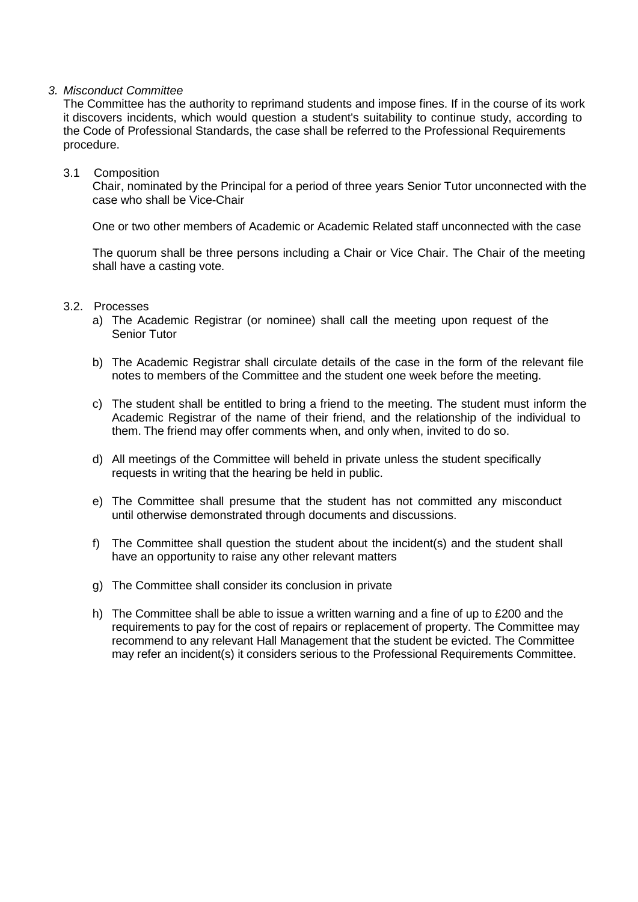### *3. Misconduct Committee*

The Committee has the authority to reprimand students and impose fines. If in the course of its work it discovers incidents, which would question a student's suitability to continue study, according to the Code of Professional Standards, the case shall be referred to the Professional Requirements procedure.

#### 3.1 Composition

Chair, nominated by the Principal for a period of three years Senior Tutor unconnected with the case who shall be Vice-Chair

One or two other members of Academic or Academic Related staff unconnected with the case

The quorum shall be three persons including a Chair or Vice Chair. The Chair of the meeting shall have a casting vote.

#### 3.2. Processes

a) The Academic Registrar (or nominee) shall call the meeting upon request of the Senior Tutor

b) The Academic Registrar shall circulate details of the case in the form of the relevant file notes to members of the Committee and the student one week before the meeting.

c) The student shall be entitled to bring a friend to the meeting. The student must inform the Academic Registrar of the name of their friend, and the relationship of the individual to them. The friend may offer comments when, and only when, invited to do so.

d) All meetings of the Committee will beheld in private unless the student specifically requests in writing that the hearing be held in public.

e) The Committee shall presume that the student has not committed any misconduct until otherwise demonstrated through documents and discussions.

f) The Committee shall question the student about the incident(s) and the student shall have an opportunity to raise any other relevant matters

g) The Committee shall consider its conclusion in private

h) The Committee shall be able to issue a written warning and a fine of up to £200 and the requirements to pay for the cost of repairs or replacement of property. The Committee may recommend to any relevant Hall Management that the student be evicted. The Committee may refer an incident(s) it considers serious to the Professional Requirements Committee.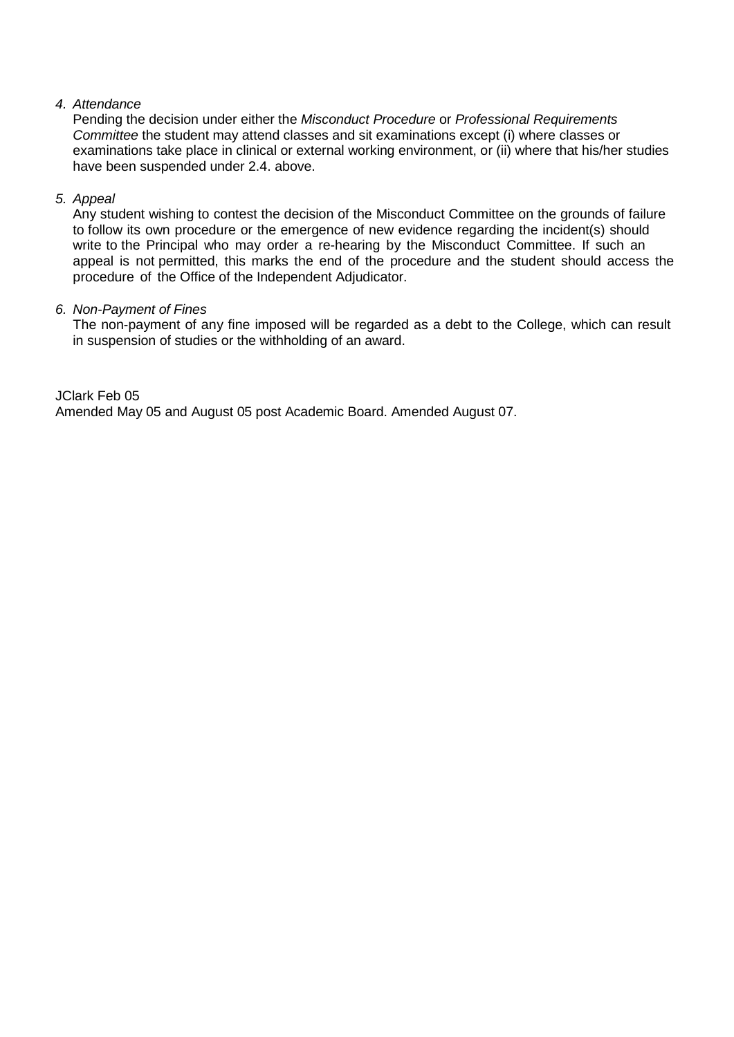4. *Attendance*

   Pending the decision under either the *Misconduct Procedure* or *Professional Requirements Committee* the student may attend classes and sit examinations except (i) where classes or examinations take place in clinical or external working environment, or (ii) where that his/her studies have been suspended under 2.4. above.

5. *Appeal*

   Any student wishing to contest the decision of the Misconduct Committee on the grounds of failure to follow its own procedure or the emergence of new evidence regarding the incident(s) should write to the Principal who may order a re-hearing by the Misconduct Committee. If such an appeal is not permitted, this marks the end of the procedure and the student should access the procedure of the Office of the Independent Adjudicator.

6. *Non-Payment of Fines*

   The non-payment of any fine imposed will be regarded as a debt to the College, which can result in suspension of studies or the withholding of an award.

JClark Feb 05

Amended May 05 and August 05 post Academic Board. Amended August 07.